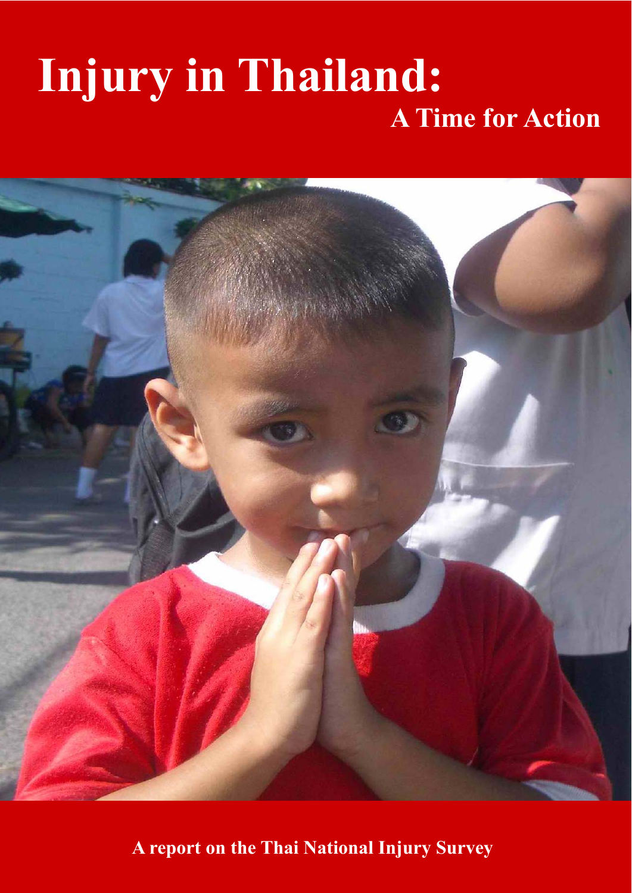# Injury in Thailand:

## A Time for Action

A report on the Thai National Injury Survey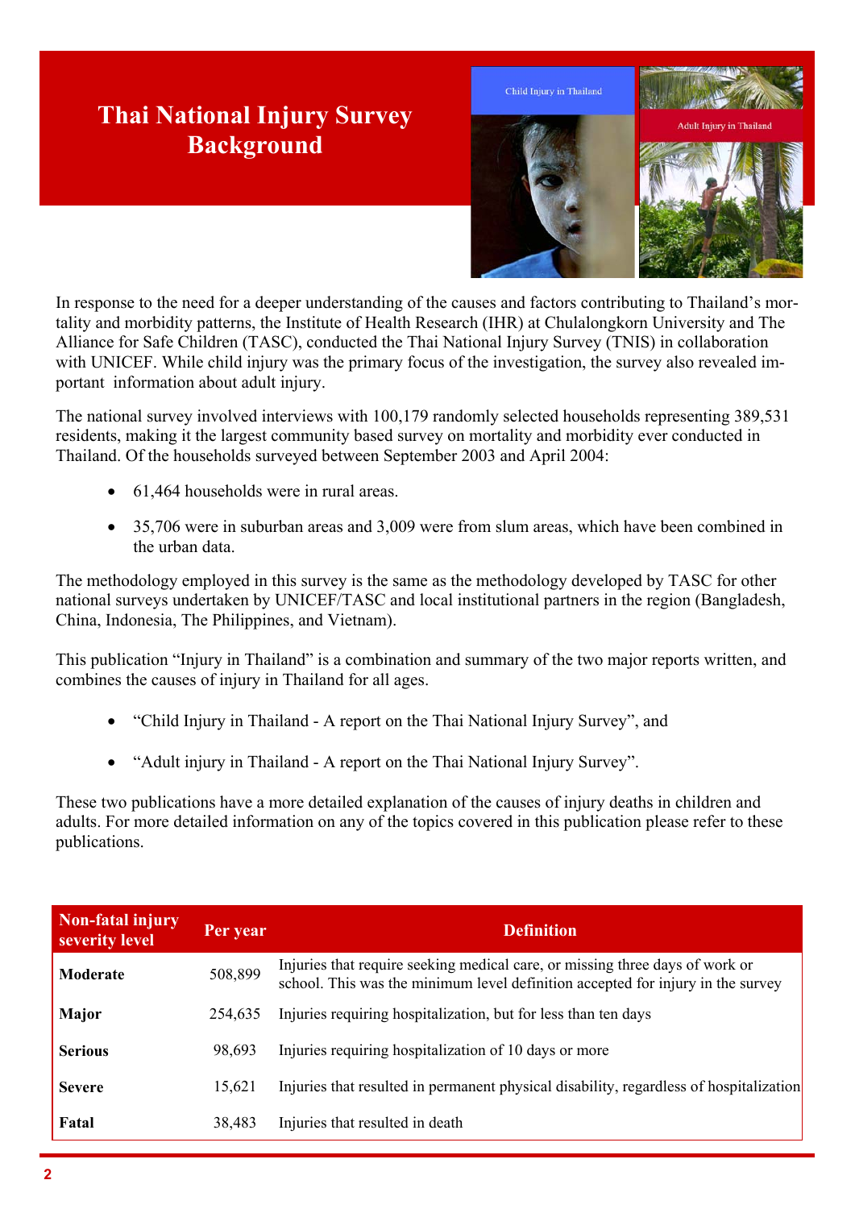# Thai National Injury Survey Background

In response to the need for a deeper understanding of the causes and factors contributing to Thailand's mortality and morbidity patterns, the Institute of Health Research (IHR) at Chulalongkorn University and The Alliance for Safe Children (TASC), conducted the Thai National Injury Survey (TNIS) in collaboration with UNICEF. While child injury was the primary focus of the investigation, the survey also revealed important information about adult injury.

The national survey involved interviews with 100,179 randomly selected households representing 389,531 residents, making it the largest community based survey on mortality and morbidity ever conducted in Thailand. Of the households surveyed between September 2003 and April 2004:

- 61,464 households were in rural areas.
- 35,706 were in suburban areas and 3,009 were from slum areas, which have been combined in the urban data.

The methodology employed in this survey is the same as the methodology developed by TASC for other national surveys undertaken by UNICEF/TASC and local institutional partners in the region (Bangladesh, China, Indonesia, The Philippines, and Vietnam).

This publication "Injury in Thailand" is a combination and summary of the two major reports written, and combines the causes of injury in Thailand for all ages.

- "Child Injury in Thailand - A report on the Thai National Injury Survey", and
- "Adult injury in Thailand - A report on the Thai National Injury Survey".

These two publications have a more detailed explanation of the causes of injury deaths in children and adults. For more detailed information on any of the topics covered in this publication please refer to these publications.

| Non-fatal injury severity level | Per year | Definition |
|---|---|---|
| **Moderate** | 508,899 | Injuries that require seeking medical care, or missing three days of work or school. This was the minimum level definition accepted for injury in the survey |
| **Major** | 254,635 | Injuries requiring hospitalization, but for less than ten days |
| **Serious** | 98,693 | Injuries requiring hospitalization of 10 days or more |
| **Severe** | 15,621 | Injuries that resulted in permanent physical disability, regardless of hospitalization |
| **Fatal** | 38,483 | Injuries that resulted in death |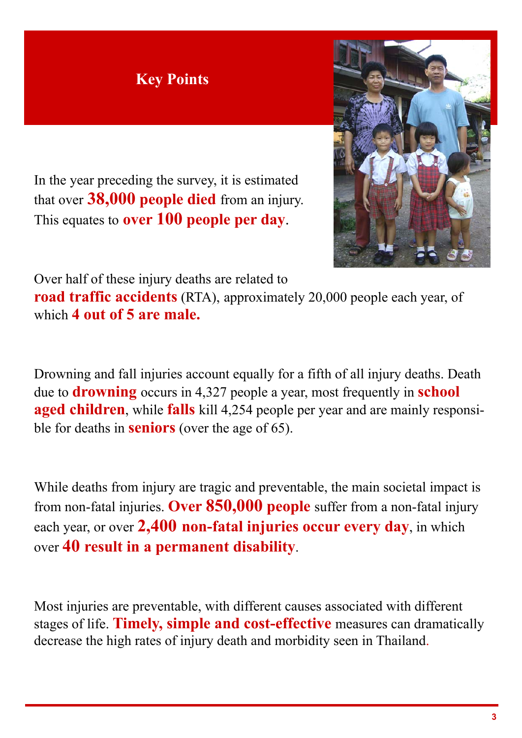## Key Points

In the year preceding the survey, it is estimated that over **38,000 people died** from an injury. This equates to **over 100 people per day**.

Over half of these injury deaths are related to **road traffic accidents** (RTA), approximately 20,000 people each year, of which **4 out of 5 are male.**

Drowning and fall injuries account equally for a fifth of all injury deaths. Death due to **drowning** occurs in 4,327 people a year, most frequently in **school aged children**, while **falls** kill 4,254 people per year and are mainly responsible for deaths in **seniors** (over the age of 65).

While deaths from injury are tragic and preventable, the main societal impact is from non-fatal injuries. **Over 850,000 people** suffer from a non-fatal injury each year, or over **2,400 non-fatal injuries occur every day**, in which over **40 result in a permanent disability**.

Most injuries are preventable, with different causes associated with different stages of life. **Timely, simple and cost-effective** measures can dramatically decrease the high rates of injury death and morbidity seen in Thailand.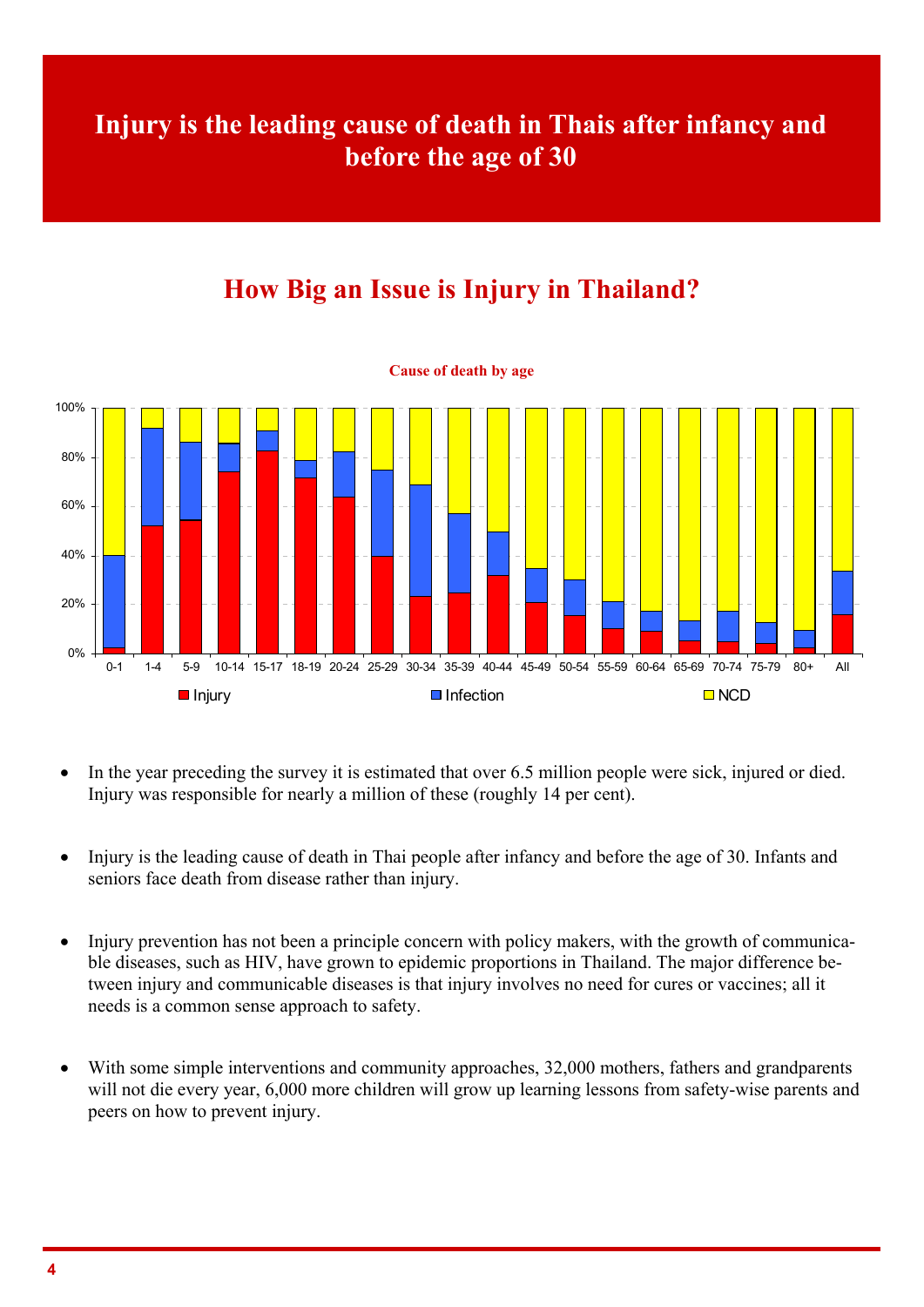# Injury is the leading cause of death in Thais after infancy and before the age of 30

## How Big an Issue is Injury in Thailand?

**Cause of death by age**

- In the year preceding the survey it is estimated that over 6.5 million people were sick, injured or died. Injury was responsible for nearly a million of these (roughly 14 per cent).

- Injury is the leading cause of death in Thai people after infancy and before the age of 30. Infants and seniors face death from disease rather than injury.

- Injury prevention has not been a principle concern with policy makers, with the growth of communicable diseases, such as HIV, have grown to epidemic proportions in Thailand. The major difference between injury and communicable diseases is that injury involves no need for cures or vaccines; all it needs is a common sense approach to safety.

- With some simple interventions and community approaches, 32,000 mothers, fathers and grandparents will not die every year, 6,000 more children will grow up learning lessons from safety-wise parents and peers on how to prevent injury.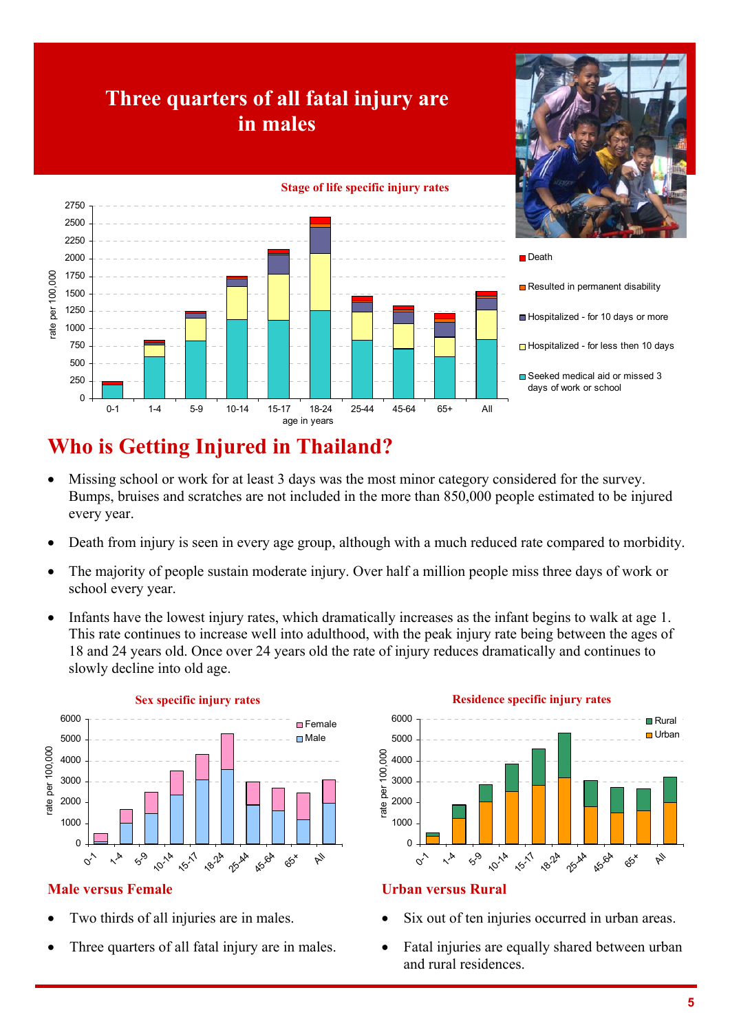# Three quarters of all fatal injury are in males

**Stage of life specific injury rates**

**Sex specific injury rates**

**Residence specific injury rates**

## Who is Getting Injured in Thailand?

- Missing school or work for at least 3 days was the most minor category considered for the survey. Bumps, bruises and scratches are not included in the more than 850,000 people estimated to be injured every year.
- Death from injury is seen in every age group, although with a much reduced rate compared to morbidity.
- The majority of people sustain moderate injury. Over half a million people miss three days of work or school every year.
- Infants have the lowest injury rates, which dramatically increases as the infant begins to walk at age 1. This rate continues to increase well into adulthood, with the peak injury rate being between the ages of 18 and 24 years old. Once over 24 years old the rate of injury reduces dramatically and continues to slowly decline into old age.

### Male versus Female

- Two thirds of all injuries are in males.
- Three quarters of all fatal injury are in males.

### Urban versus Rural

- Six out of ten injuries occurred in urban areas.
- Fatal injuries are equally shared between urban and rural residences.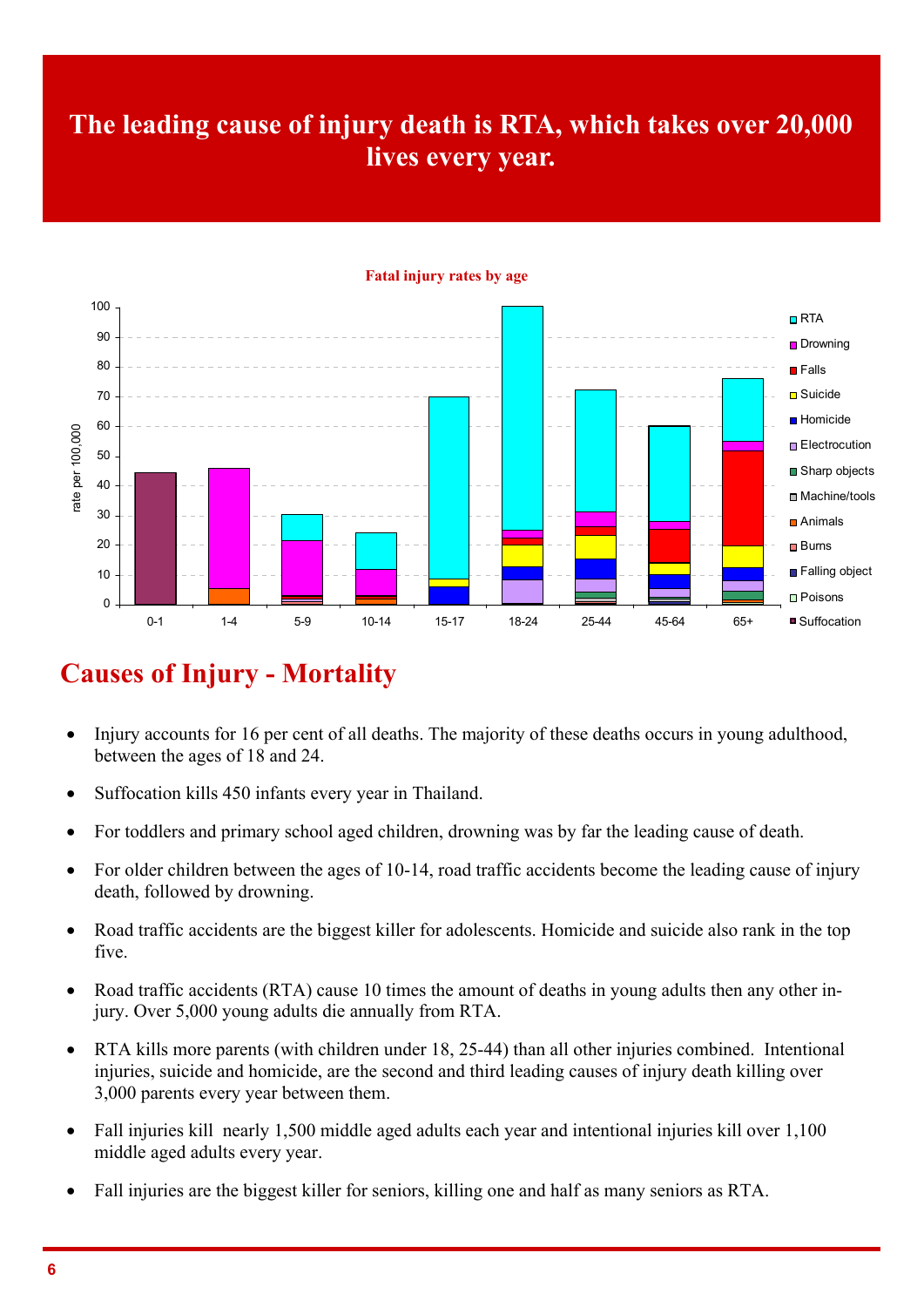# The leading cause of injury death is RTA, which takes over 20,000 lives every year.

**Fatal injury rates by age**

## Causes of Injury - Mortality

- Injury accounts for 16 per cent of all deaths. The majority of these deaths occurs in young adulthood, between the ages of 18 and 24.
- Suffocation kills 450 infants every year in Thailand.
- For toddlers and primary school aged children, drowning was by far the leading cause of death.
- For older children between the ages of 10-14, road traffic accidents become the leading cause of injury death, followed by drowning.
- Road traffic accidents are the biggest killer for adolescents. Homicide and suicide also rank in the top five.
- Road traffic accidents (RTA) cause 10 times the amount of deaths in young adults then any other injury. Over 5,000 young adults die annually from RTA.
- RTA kills more parents (with children under 18, 25-44) than all other injuries combined. Intentional injuries, suicide and homicide, are the second and third leading causes of injury death killing over 3,000 parents every year between them.
- Fall injuries kill nearly 1,500 middle aged adults each year and intentional injuries kill over 1,100 middle aged adults every year.
- Fall injuries are the biggest killer for seniors, killing one and half as many seniors as RTA.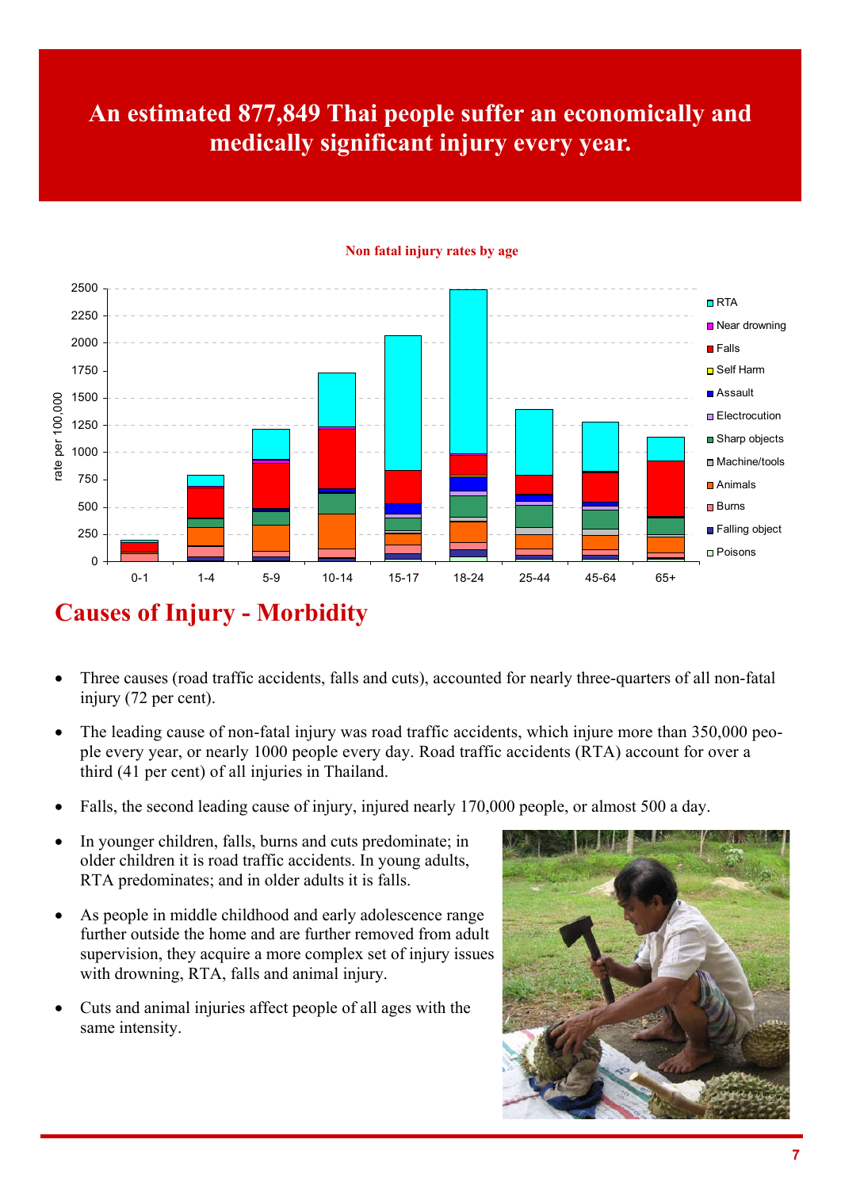# An estimated 877,849 Thai people suffer an economically and medically significant injury every year.

**Non fatal injury rates by age**

## Causes of Injury - Morbidity

- Three causes (road traffic accidents, falls and cuts), accounted for nearly three-quarters of all non-fatal injury (72 per cent).
- The leading cause of non-fatal injury was road traffic accidents, which injure more than 350,000 people every year, or nearly 1000 people every day. Road traffic accidents (RTA) account for over a third (41 per cent) of all injuries in Thailand.
- Falls, the second leading cause of injury, injured nearly 170,000 people, or almost 500 a day.
- In younger children, falls, burns and cuts predominate; in older children it is road traffic accidents. In young adults, RTA predominates; and in older adults it is falls.
- As people in middle childhood and early adolescence range further outside the home and are further removed from adult supervision, they acquire a more complex set of injury issues with drowning, RTA, falls and animal injury.
- Cuts and animal injuries affect people of all ages with the same intensity.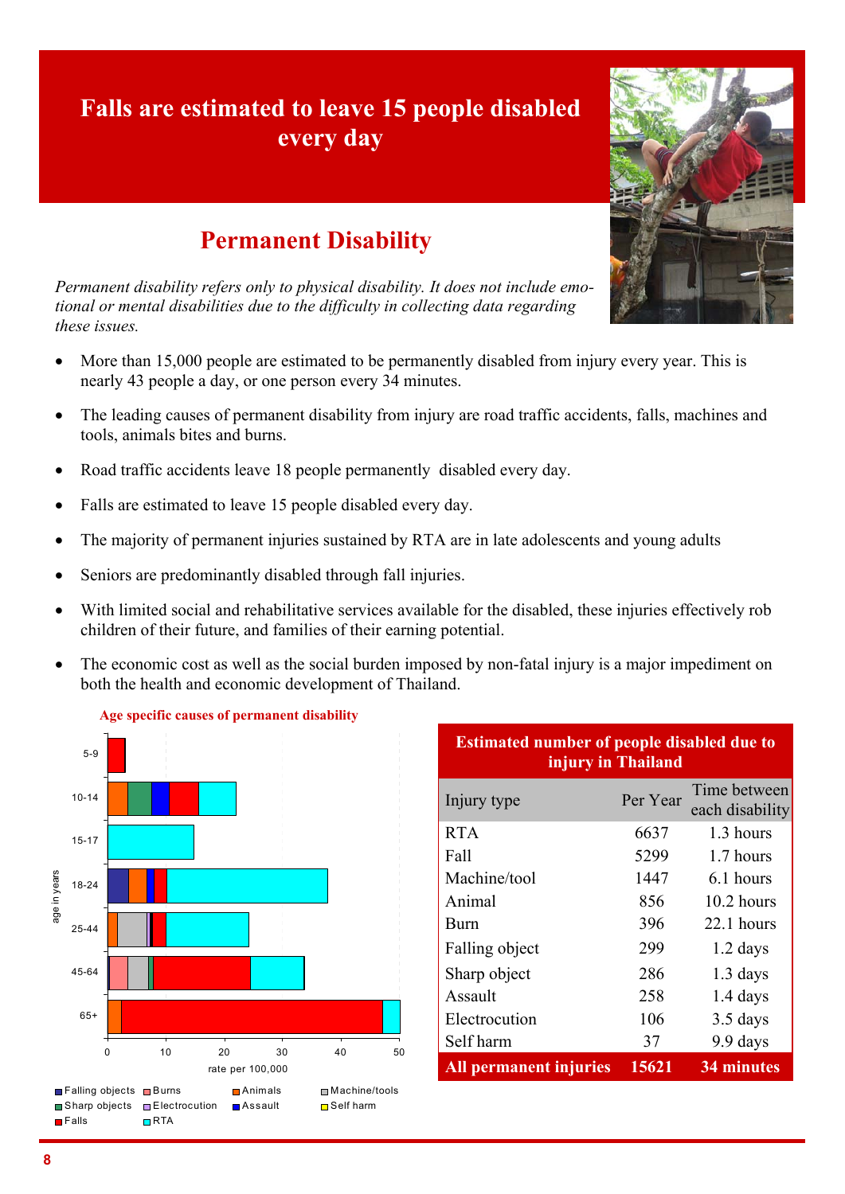# Falls are estimated to leave 15 people disabled every day

## Permanent Disability

*Permanent disability refers only to physical disability. It does not include emotional or mental disabilities due to the difficulty in collecting data regarding these issues.*

- More than 15,000 people are estimated to be permanently disabled from injury every year. This is nearly 43 people a day, or one person every 34 minutes.
- The leading causes of permanent disability from injury are road traffic accidents, falls, machines and tools, animals bites and burns.
- Road traffic accidents leave 18 people permanently disabled every day.
- Falls are estimated to leave 15 people disabled every day.
- The majority of permanent injuries sustained by RTA are in late adolescents and young adults
- Seniors are predominantly disabled through fall injuries.
- With limited social and rehabilitative services available for the disabled, these injuries effectively rob children of their future, and families of their earning potential.
- The economic cost as well as the social burden imposed by non-fatal injury is a major impediment on both the health and economic development of Thailand.

**Age specific causes of permanent disability**

**Estimated number of people disabled due to injury in Thailand**

| Injury type | Per Year | Time between each disability |
|---|---|---|
| RTA | 6637 | 1.3 hours |
| Fall | 5299 | 1.7 hours |
| Machine/tool | 1447 | 6.1 hours |
| Animal | 856 | 10.2 hours |
| Burn | 396 | 22.1 hours |
| Falling object | 299 | 1.2 days |
| Sharp object | 286 | 1.3 days |
| Assault | 258 | 1.4 days |
| Electrocution | 106 | 3.5 days |
| Self harm | 37 | 9.9 days |
| **All permanent injuries** | **15621** | **34 minutes** |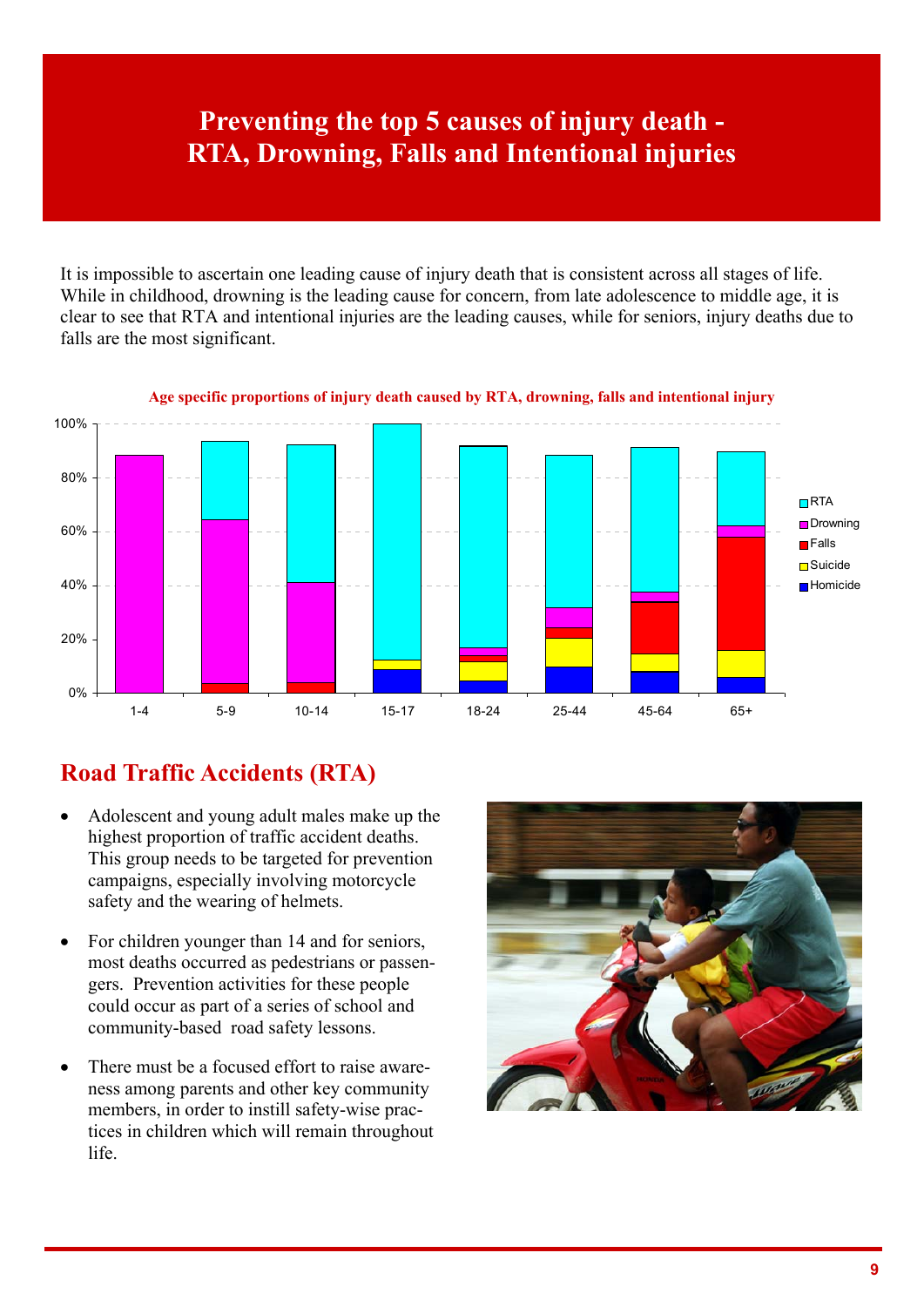# Preventing the top 5 causes of injury death - RTA, Drowning, Falls and Intentional injuries

It is impossible to ascertain one leading cause of injury death that is consistent across all stages of life. While in childhood, drowning is the leading cause for concern, from late adolescence to middle age, it is clear to see that RTA and intentional injuries are the leading causes, while for seniors, injury deaths due to falls are the most significant.

**Age specific proportions of injury death caused by RTA, drowning, falls and intentional injury**

## Road Traffic Accidents (RTA)

- Adolescent and young adult males make up the highest proportion of traffic accident deaths. This group needs to be targeted for prevention campaigns, especially involving motorcycle safety and the wearing of helmets.
- For children younger than 14 and for seniors, most deaths occurred as pedestrians or passengers. Prevention activities for these people could occur as part of a series of school and community-based road safety lessons.
- There must be a focused effort to raise awareness among parents and other key community members, in order to instill safety-wise practices in children which will remain throughout life.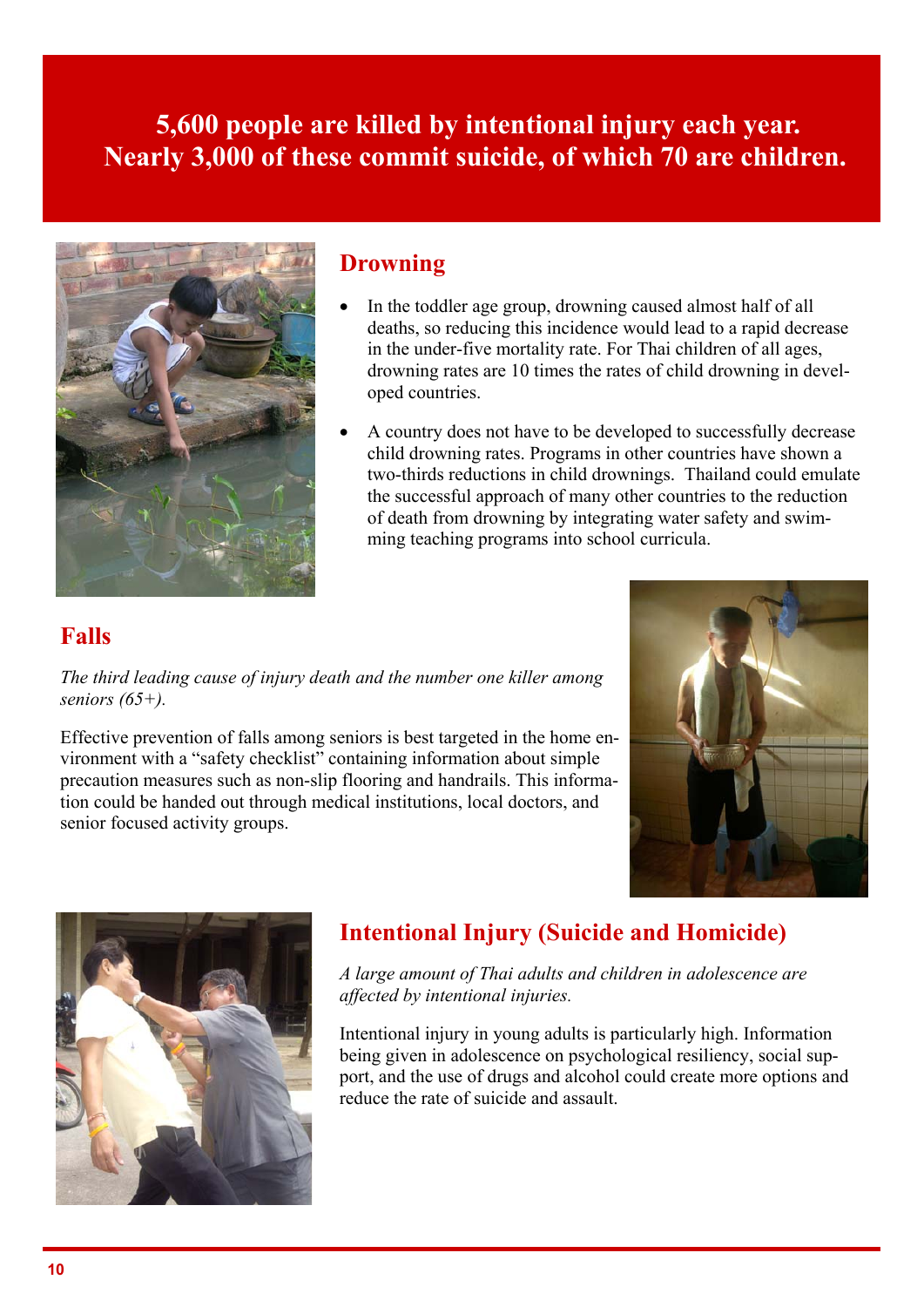**5,600 people are killed by intentional injury each year. Nearly 3,000 of these commit suicide, of which 70 are children.**

## Drowning

- In the toddler age group, drowning caused almost half of all deaths, so reducing this incidence would lead to a rapid decrease in the under-five mortality rate. For Thai children of all ages, drowning rates are 10 times the rates of child drowning in developed countries.
- A country does not have to be developed to successfully decrease child drowning rates. Programs in other countries have shown a two-thirds reductions in child drownings. Thailand could emulate the successful approach of many other countries to the reduction of death from drowning by integrating water safety and swimming teaching programs into school curricula.

## Falls

*The third leading cause of injury death and the number one killer among seniors (65+).*

Effective prevention of falls among seniors is best targeted in the home environment with a "safety checklist" containing information about simple precaution measures such as non-slip flooring and handrails. This information could be handed out through medical institutions, local doctors, and senior focused activity groups.

## Intentional Injury (Suicide and Homicide)

*A large amount of Thai adults and children in adolescence are affected by intentional injuries.*

Intentional injury in young adults is particularly high. Information being given in adolescence on psychological resiliency, social support, and the use of drugs and alcohol could create more options and reduce the rate of suicide and assault.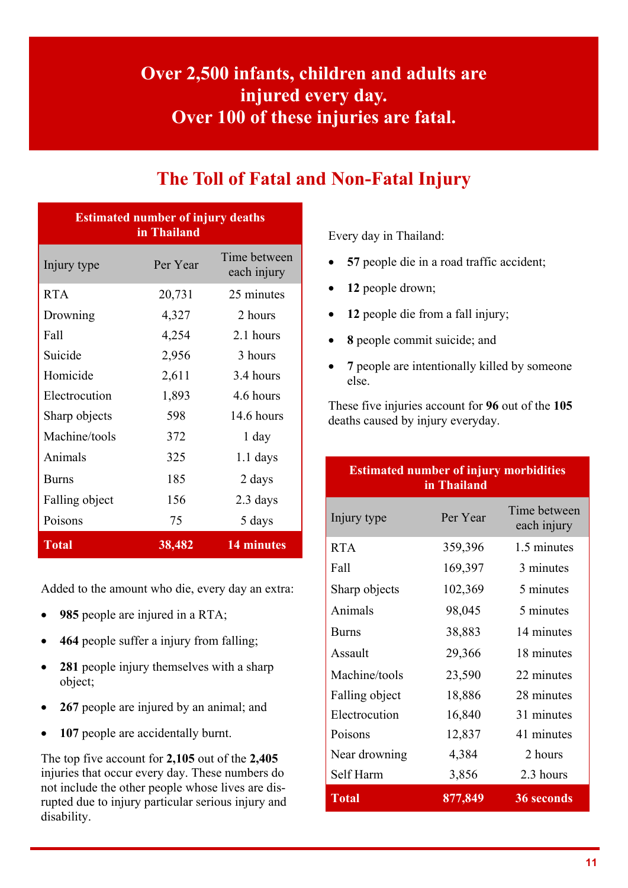## Over 2,500 infants, children and adults are injured every day. Over 100 of these injuries are fatal.

# The Toll of Fatal and Non-Fatal Injury

| Estimated number of injury deaths in Thailand | | |
|---|---|---|
| Injury type | Per Year | Time between each injury |
| RTA | 20,731 | 25 minutes |
| Drowning | 4,327 | 2 hours |
| Fall | 4,254 | 2.1 hours |
| Suicide | 2,956 | 3 hours |
| Homicide | 2,611 | 3.4 hours |
| Electrocution | 1,893 | 4.6 hours |
| Sharp objects | 598 | 14.6 hours |
| Machine/tools | 372 | 1 day |
| Animals | 325 | 1.1 days |
| Burns | 185 | 2 days |
| Falling object | 156 | 2.3 days |
| Poisons | 75 | 5 days |
| **Total** | **38,482** | **14 minutes** |

Added to the amount who die, every day an extra:

- **985** people are injured in a RTA;
- **464** people suffer a injury from falling;
- **281** people injury themselves with a sharp object;
- **267** people are injured by an animal; and
- **107** people are accidentally burnt.

The top five account for **2,105** out of the **2,405** injuries that occur every day. These numbers do not include the other people whose lives are disrupted due to injury particular serious injury and disability.

Every day in Thailand:

- **57** people die in a road traffic accident;
- **12** people drown;
- **12** people die from a fall injury;
- **8** people commit suicide; and
- **7** people are intentionally killed by someone else.

These five injuries account for **96** out of the **105** deaths caused by injury everyday.

| Estimated number of injury morbidities in Thailand | | |
|---|---|---|
| Injury type | Per Year | Time between each injury |
| RTA | 359,396 | 1.5 minutes |
| Fall | 169,397 | 3 minutes |
| Sharp objects | 102,369 | 5 minutes |
| Animals | 98,045 | 5 minutes |
| Burns | 38,883 | 14 minutes |
| Assault | 29,366 | 18 minutes |
| Machine/tools | 23,590 | 22 minutes |
| Falling object | 18,886 | 28 minutes |
| Electrocution | 16,840 | 31 minutes |
| Poisons | 12,837 | 41 minutes |
| Near drowning | 4,384 | 2 hours |
| Self Harm | 3,856 | 2.3 hours |
| **Total** | **877,849** | **36 seconds** |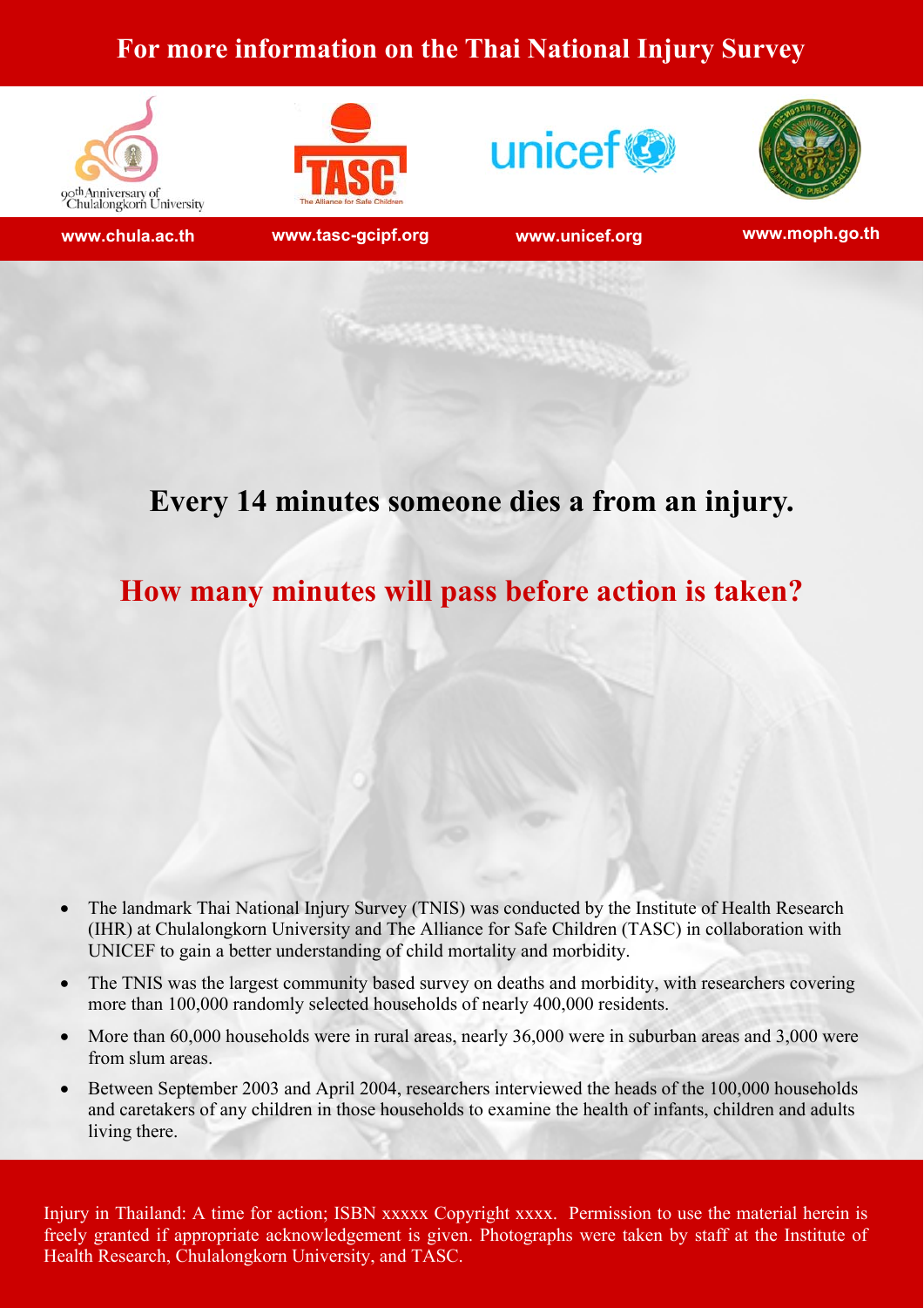## For more information on the Thai National Injury Survey

90th Anniversary of Chulalongkorn University

TASC
The Alliance for Safe Children

unicef

www.chula.ac.th www.tasc-gcipf.org www.unicef.org www.moph.go.th

## Every 14 minutes someone dies a from an injury.

## How many minutes will pass before action is taken?

- The landmark Thai National Injury Survey (TNIS) was conducted by the Institute of Health Research (IHR) at Chulalongkorn University and The Alliance for Safe Children (TASC) in collaboration with UNICEF to gain a better understanding of child mortality and morbidity.
- The TNIS was the largest community based survey on deaths and morbidity, with researchers covering more than 100,000 randomly selected households of nearly 400,000 residents.
- More than 60,000 households were in rural areas, nearly 36,000 were in suburban areas and 3,000 were from slum areas.
- Between September 2003 and April 2004, researchers interviewed the heads of the 100,000 households and caretakers of any children in those households to examine the health of infants, children and adults living there.

Injury in Thailand: A time for action; ISBN xxxxx Copyright xxxx. Permission to use the material herein is freely granted if appropriate acknowledgement is given. Photographs were taken by staff at the Institute of Health Research, Chulalongkorn University, and TASC.